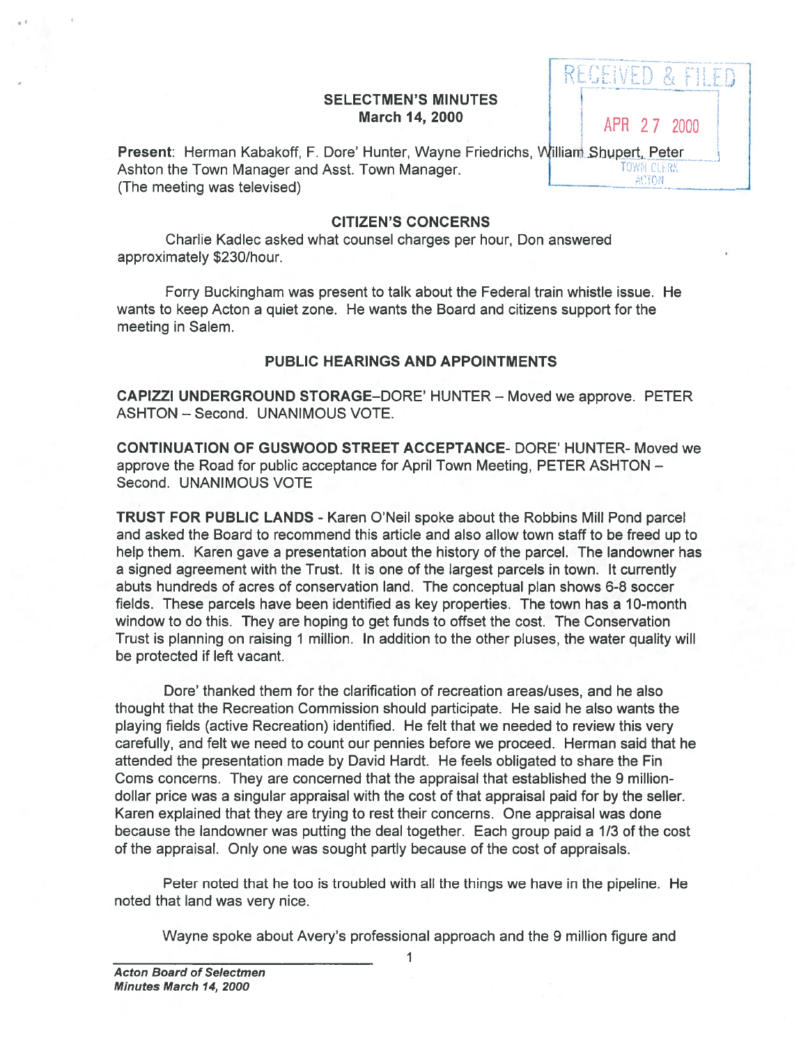# SELECTMEN'S MINUTES
## March 14, 2000

RECEIVED & FILED
APR 27 2000
TOWN CLERK
ACTON

**Present**: Herman Kabakoff, F. Dore' Hunter, Wayne Friedrichs, William Shupert, Peter Ashton the Town Manager and Asst. Town Manager.
(The meeting was televised)

## CITIZEN'S CONCERNS

Charlie Kadlec asked what counsel charges per hour, Don answered approximately $230/hour.

Forry Buckingham was present to talk about the Federal train whistle issue. He wants to keep Acton a quiet zone. He wants the Board and citizens support for the meeting in Salem.

## PUBLIC HEARINGS AND APPOINTMENTS

**CAPIZZI UNDERGROUND STORAGE**–DORE' HUNTER – Moved we approve. PETER ASHTON – Second. UNANIMOUS VOTE.

**CONTINUATION OF GUSWOOD STREET ACCEPTANCE**- DORE' HUNTER- Moved we approve the Road for public acceptance for April Town Meeting, PETER ASHTON – Second. UNANIMOUS VOTE

**TRUST FOR PUBLIC LANDS** - Karen O'Neil spoke about the Robbins Mill Pond parcel and asked the Board to recommend this article and also allow town staff to be freed up to help them. Karen gave a presentation about the history of the parcel. The landowner has a signed agreement with the Trust. It is one of the largest parcels in town. It currently abuts hundreds of acres of conservation land. The conceptual plan shows 6-8 soccer fields. These parcels have been identified as key properties. The town has a 10-month window to do this. They are hoping to get funds to offset the cost. The Conservation Trust is planning on raising 1 million. In addition to the other pluses, the water quality will be protected if left vacant.

Dore' thanked them for the clarification of recreation areas/uses, and he also thought that the Recreation Commission should participate. He said he also wants the playing fields (active Recreation) identified. He felt that we needed to review this very carefully, and felt we need to count our pennies before we proceed. Herman said that he attended the presentation made by David Hardt. He feels obligated to share the Fin Coms concerns. They are concerned that the appraisal that established the 9 million-dollar price was a singular appraisal with the cost of that appraisal paid for by the seller. Karen explained that they are trying to rest their concerns. One appraisal was done because the landowner was putting the deal together. Each group paid a 1/3 of the cost of the appraisal. Only one was sought partly because of the cost of appraisals.

Peter noted that he too is troubled with all the things we have in the pipeline. He noted that land was very nice.

Wayne spoke about Avery's professional approach and the 9 million figure and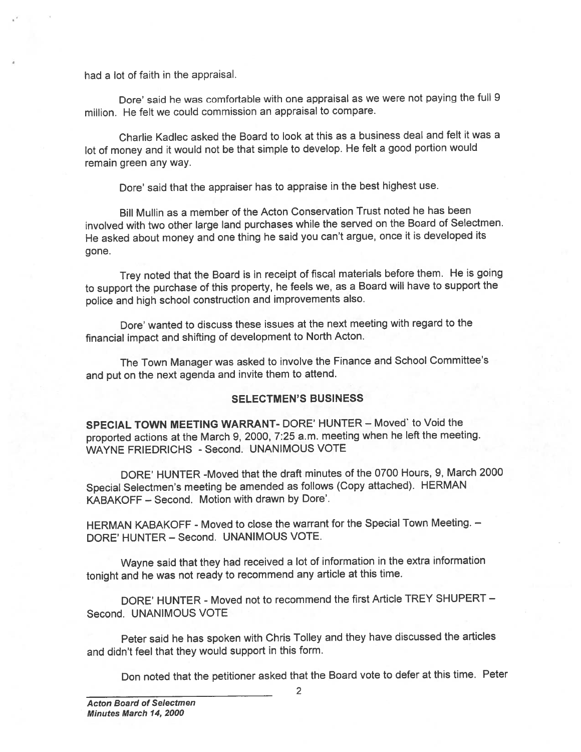had a lot of faith in the appraisal.

Dore' said he was comfortable with one appraisal as we were not paying the full 9 million. He felt we could commission an appraisal to compare.

Charlie Kadlec asked the Board to look at this as a business deal and felt it was a lot of money and it would not be that simple to develop. He felt a good portion would remain green any way.

Dore' said that the appraiser has to appraise in the best highest use.

Bill Mullin as a member of the Acton Conservation Trust noted he has been involved with two other large land purchases while the served on the Board of Selectmen. He asked about money and one thing he said you can't argue, once it is developed its gone.

Trey noted that the Board is in receipt of fiscal materials before them. He is going to support the purchase of this property, he feels we, as a Board will have to support the police and high school construction and improvements also.

Dore' wanted to discuss these issues at the next meeting with regard to the financial impact and shifting of development to North Acton.

The Town Manager was asked to involve the Finance and School Committee's and put on the next agenda and invite them to attend.

## SELECTMEN'S BUSINESS

**SPECIAL TOWN MEETING WARRANT**- DORE' HUNTER – Moved` to Void the proported actions at the March 9, 2000, 7:25 a.m. meeting when he left the meeting. WAYNE FRIEDRICHS - Second. UNANIMOUS VOTE

DORE' HUNTER -Moved that the draft minutes of the 0700 Hours, 9, March 2000 Special Selectmen's meeting be amended as follows (Copy attached). HERMAN KABAKOFF – Second. Motion with drawn by Dore'.

HERMAN KABAKOFF - Moved to close the warrant for the Special Town Meeting. – DORE' HUNTER – Second. UNANIMOUS VOTE.

Wayne said that they had received a lot of information in the extra information tonight and he was not ready to recommend any article at this time.

DORE' HUNTER - Moved not to recommend the first Article TREY SHUPERT – Second. UNANIMOUS VOTE

Peter said he has spoken with Chris Tolley and they have discussed the articles and didn't feel that they would support in this form.

Don noted that the petitioner asked that the Board vote to defer at this time. Peter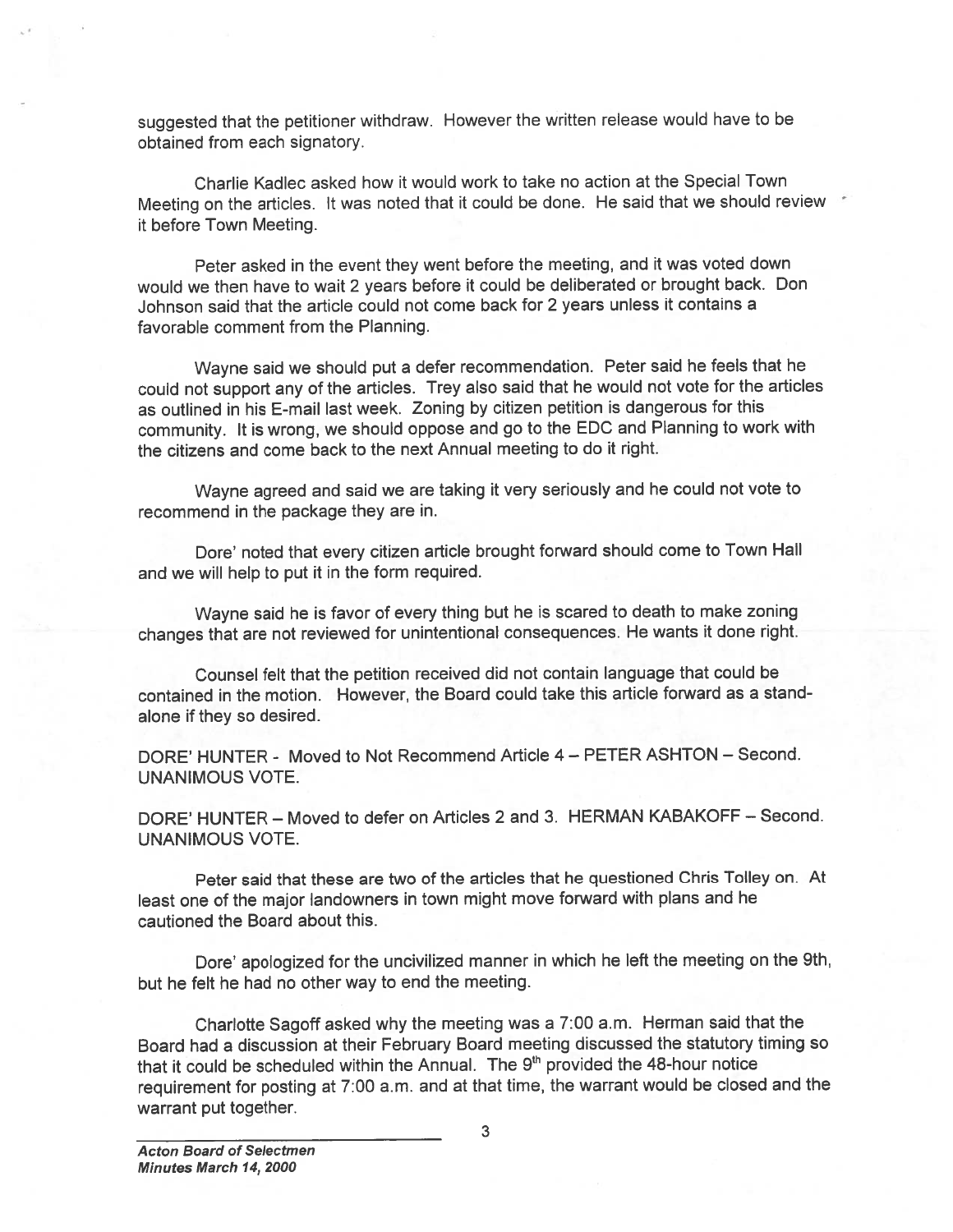suggested that the petitioner withdraw. However the written release would have to be obtained from each signatory.

Charlie Kadlec asked how it would work to take no action at the Special Town Meeting on the articles. It was noted that it could be done. He said that we should review it before Town Meeting.

Peter asked in the event they went before the meeting, and it was voted down would we then have to wait 2 years before it could be deliberated or brought back. Don Johnson said that the article could not come back for 2 years unless it contains a favorable comment from the Planning.

Wayne said we should put a defer recommendation. Peter said he feels that he could not support any of the articles. Trey also said that he would not vote for the articles as outlined in his E-mail last week. Zoning by citizen petition is dangerous for this community. It is wrong, we should oppose and go to the EDC and Planning to work with the citizens and come back to the next Annual meeting to do it right.

Wayne agreed and said we are taking it very seriously and he could not vote to recommend in the package they are in.

Dore' noted that every citizen article brought forward should come to Town Hall and we will help to put it in the form required.

Wayne said he is favor of every thing but he is scared to death to make zoning changes that are not reviewed for unintentional consequences. He wants it done right.

Counsel felt that the petition received did not contain language that could be contained in the motion. However, the Board could take this article forward as a stand-alone if they so desired.

DORE' HUNTER - Moved to Not Recommend Article 4 – PETER ASHTON – Second. UNANIMOUS VOTE.

DORE' HUNTER – Moved to defer on Articles 2 and 3. HERMAN KABAKOFF – Second. UNANIMOUS VOTE.

Peter said that these are two of the articles that he questioned Chris Tolley on. At least one of the major landowners in town might move forward with plans and he cautioned the Board about this.

Dore' apologized for the uncivilized manner in which he left the meeting on the 9th, but he felt he had no other way to end the meeting.

Charlotte Sagoff asked why the meeting was a 7:00 a.m. Herman said that the Board had a discussion at their February Board meeting discussed the statutory timing so that it could be scheduled within the Annual. The 9th provided the 48-hour notice requirement for posting at 7:00 a.m. and at that time, the warrant would be closed and the warrant put together.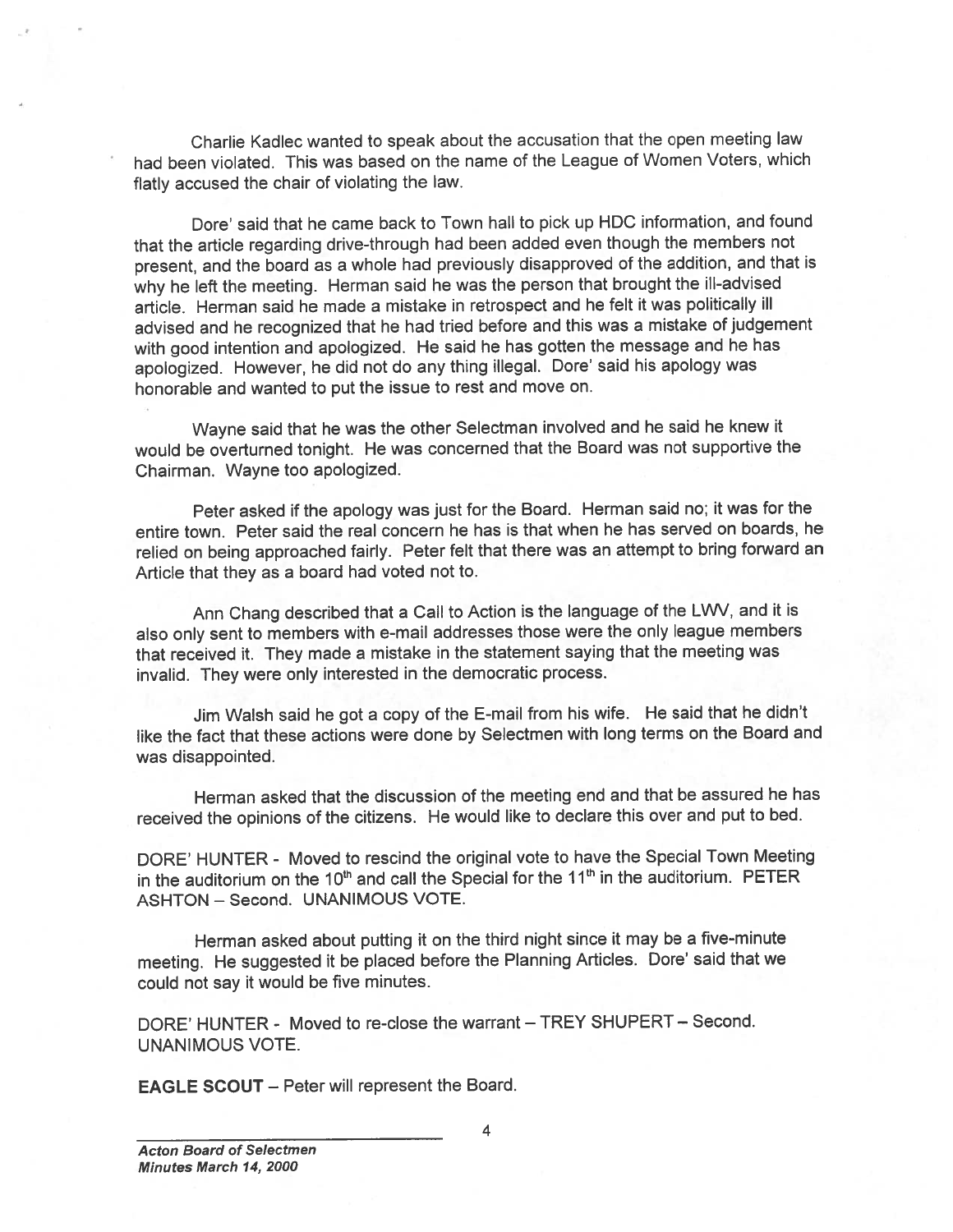Charlie Kadlec wanted to speak about the accusation that the open meeting law had been violated. This was based on the name of the League of Women Voters, which flatly accused the chair of violating the law.

Dore' said that he came back to Town hall to pick up HDC information, and found that the article regarding drive-through had been added even though the members not present, and the board as a whole had previously disapproved of the addition, and that is why he left the meeting. Herman said he was the person that brought the ill-advised article. Herman said he made a mistake in retrospect and he felt it was politically ill advised and he recognized that he had tried before and this was a mistake of judgement with good intention and apologized. He said he has gotten the message and he has apologized. However, he did not do any thing illegal. Dore' said his apology was honorable and wanted to put the issue to rest and move on.

Wayne said that he was the other Selectman involved and he said he knew it would be overturned tonight. He was concerned that the Board was not supportive the Chairman. Wayne too apologized.

Peter asked if the apology was just for the Board. Herman said no; it was for the entire town. Peter said the real concern he has is that when he has served on boards, he relied on being approached fairly. Peter felt that there was an attempt to bring forward an Article that they as a board had voted not to.

Ann Chang described that a Call to Action is the language of the LWV, and it is also only sent to members with e-mail addresses those were the only league members that received it. They made a mistake in the statement saying that the meeting was invalid. They were only interested in the democratic process.

Jim Walsh said he got a copy of the E-mail from his wife. He said that he didn't like the fact that these actions were done by Selectmen with long terms on the Board and was disappointed.

Herman asked that the discussion of the meeting end and that be assured he has received the opinions of the citizens. He would like to declare this over and put to bed.

DORE' HUNTER - Moved to rescind the original vote to have the Special Town Meeting in the auditorium on the 10th and call the Special for the 11th in the auditorium. PETER ASHTON – Second. UNANIMOUS VOTE.

Herman asked about putting it on the third night since it may be a five-minute meeting. He suggested it be placed before the Planning Articles. Dore' said that we could not say it would be five minutes.

DORE' HUNTER - Moved to re-close the warrant – TREY SHUPERT – Second. UNANIMOUS VOTE.

**EAGLE SCOUT** – Peter will represent the Board.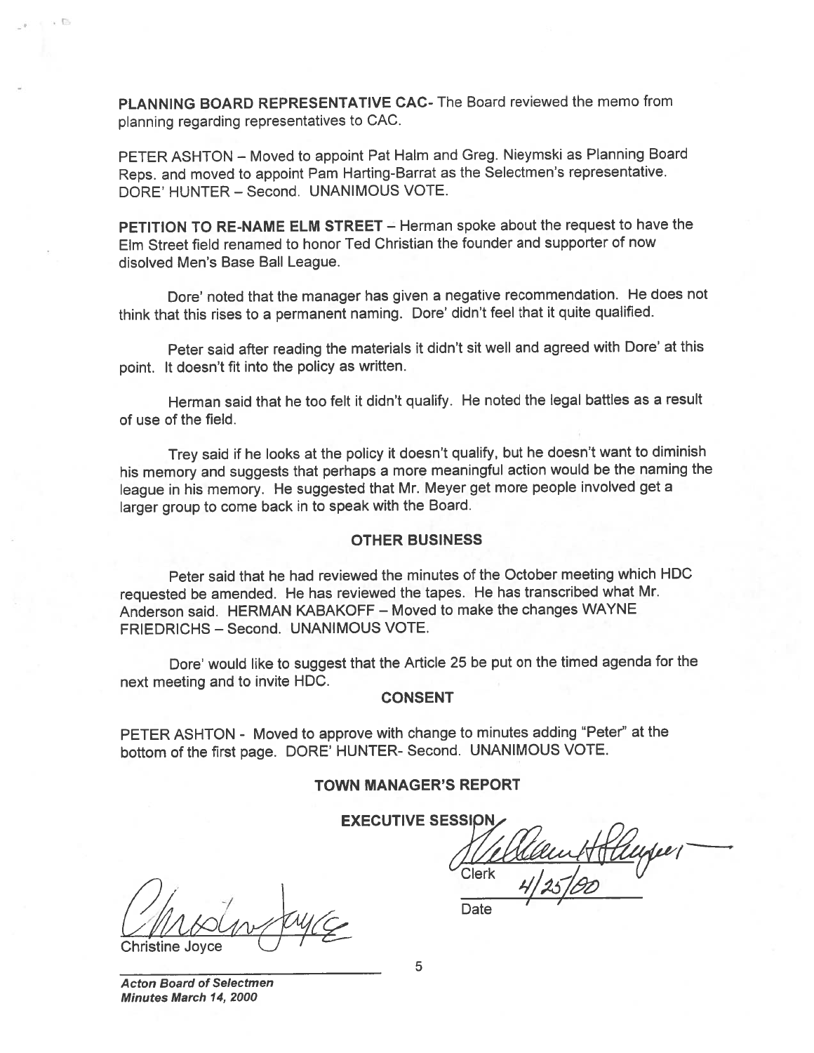**PLANNING BOARD REPRESENTATIVE CAC-** The Board reviewed the memo from planning regarding representatives to CAC.

PETER ASHTON – Moved to appoint Pat Halm and Greg. Nieymski as Planning Board Reps. and moved to appoint Pam Harting-Barrat as the Selectmen's representative. DORE' HUNTER – Second. UNANIMOUS VOTE.

**PETITION TO RE-NAME ELM STREET** – Herman spoke about the request to have the Elm Street field renamed to honor Ted Christian the founder and supporter of now disolved Men's Base Ball League.

Dore' noted that the manager has given a negative recommendation. He does not think that this rises to a permanent naming. Dore' didn't feel that it quite qualified.

Peter said after reading the materials it didn't sit well and agreed with Dore' at this point. It doesn't fit into the policy as written.

Herman said that he too felt it didn't qualify. He noted the legal battles as a result of use of the field.

Trey said if he looks at the policy it doesn't qualify, but he doesn't want to diminish his memory and suggests that perhaps a more meaningful action would be the naming the league in his memory. He suggested that Mr. Meyer get more people involved get a larger group to come back in to speak with the Board.

## OTHER BUSINESS

Peter said that he had reviewed the minutes of the October meeting which HDC requested be amended. He has reviewed the tapes. He has transcribed what Mr. Anderson said. HERMAN KABAKOFF – Moved to make the changes WAYNE FRIEDRICHS – Second. UNANIMOUS VOTE.

Dore' would like to suggest that the Article 25 be put on the timed agenda for the next meeting and to invite HDC.

## CONSENT

PETER ASHTON - Moved to approve with change to minutes adding "Peter" at the bottom of the first page. DORE' HUNTER- Second. UNANIMOUS VOTE.

## TOWN MANAGER'S REPORT

## EXECUTIVE SESSION

Clerk

4/25/00
Date

Christine Joyce

*Acton Board of Selectmen*
*Minutes March 14, 2000*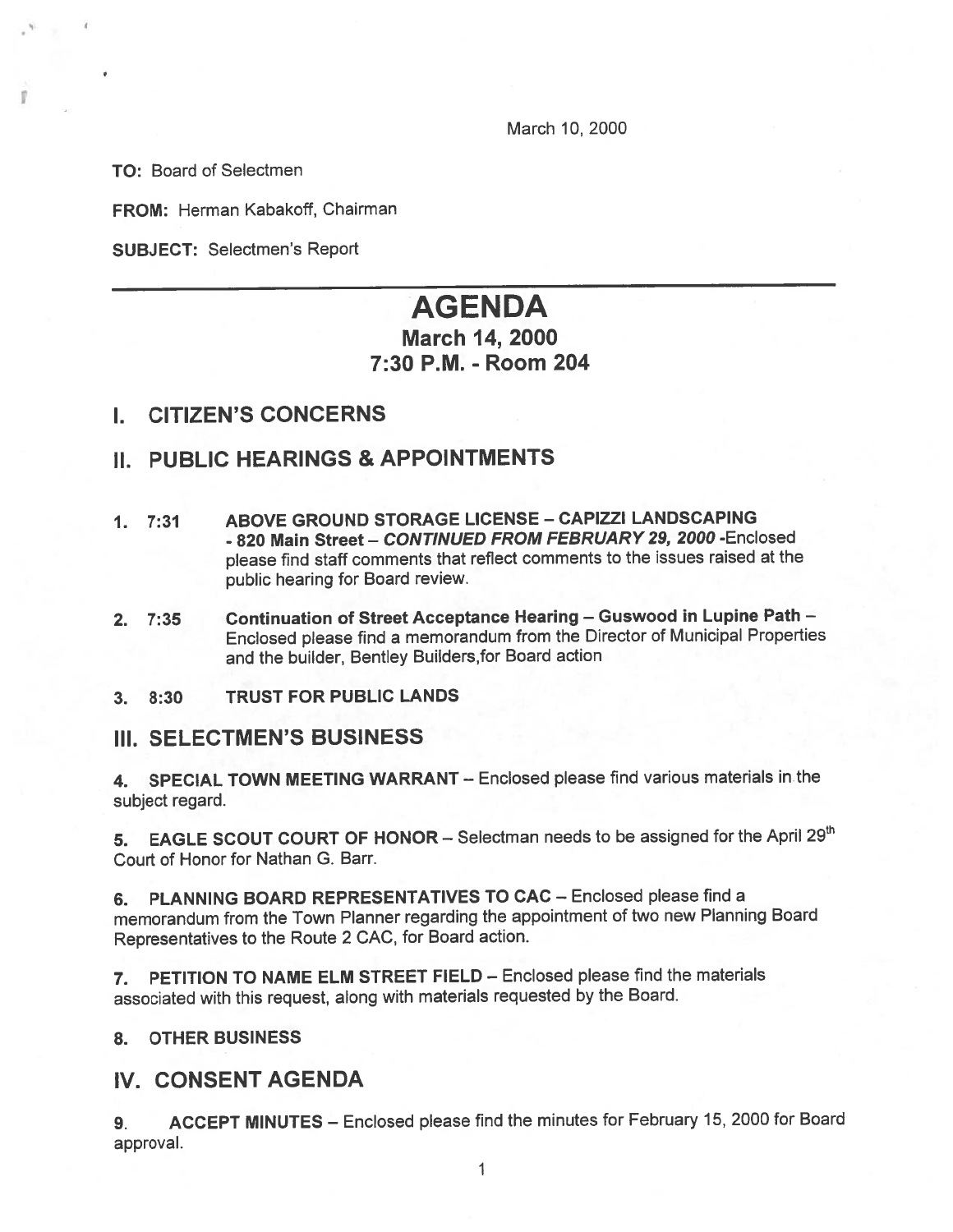March 10, 2000

**TO:** Board of Selectmen

**FROM:** Herman Kabakoff, Chairman

**SUBJECT:** Selectmen's Report

# AGENDA

## March 14, 2000
## 7:30 P.M. - Room 204

## I. CITIZEN'S CONCERNS

## II. PUBLIC HEARINGS & APPOINTMENTS

1. 7:31 **ABOVE GROUND STORAGE LICENSE – CAPIZZI LANDSCAPING - 820 Main Street – *CONTINUED FROM FEBRUARY 29, 2000*** -Enclosed please find staff comments that reflect comments to the issues raised at the public hearing for Board review.

2. 7:35 **Continuation of Street Acceptance Hearing – Guswood in Lupine Path** – Enclosed please find a memorandum from the Director of Municipal Properties and the builder, Bentley Builders,for Board action

3. 8:30 **TRUST FOR PUBLIC LANDS**

## III. SELECTMEN'S BUSINESS

4. **SPECIAL TOWN MEETING WARRANT** – Enclosed please find various materials in the subject regard.

5. **EAGLE SCOUT COURT OF HONOR** – Selectman needs to be assigned for the April 29th Court of Honor for Nathan G. Barr.

6. **PLANNING BOARD REPRESENTATIVES TO CAC** – Enclosed please find a memorandum from the Town Planner regarding the appointment of two new Planning Board Representatives to the Route 2 CAC, for Board action.

7. **PETITION TO NAME ELM STREET FIELD** – Enclosed please find the materials associated with this request, along with materials requested by the Board.

8. **OTHER BUSINESS**

## IV. CONSENT AGENDA

9. **ACCEPT MINUTES** – Enclosed please find the minutes for February 15, 2000 for Board approval.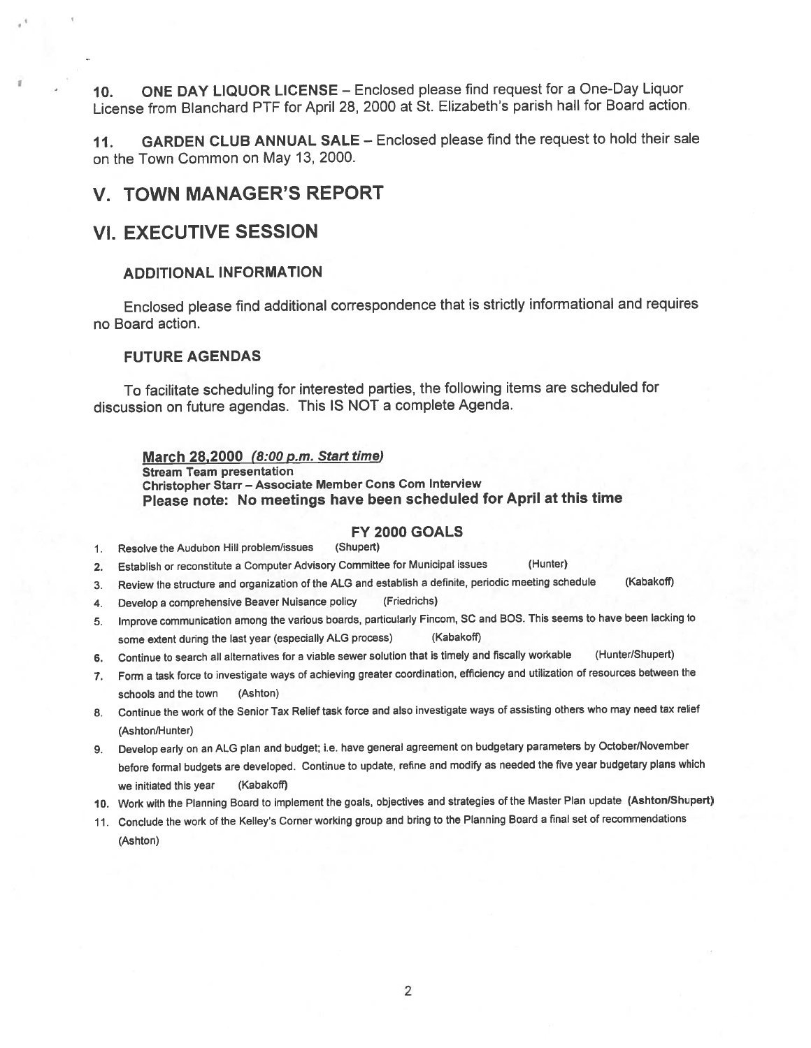10. **ONE DAY LIQUOR LICENSE** – Enclosed please find request for a One-Day Liquor License from Blanchard PTF for April 28, 2000 at St. Elizabeth's parish hall for Board action.

11. **GARDEN CLUB ANNUAL SALE** – Enclosed please find the request to hold their sale on the Town Common on May 13, 2000.

# V. TOWN MANAGER'S REPORT

# VI. EXECUTIVE SESSION

## ADDITIONAL INFORMATION

Enclosed please find additional correspondence that is strictly informational and requires no Board action.

## FUTURE AGENDAS

To facilitate scheduling for interested parties, the following items are scheduled for discussion on future agendas. This IS NOT a complete Agenda.

**March 28,2000** ***(8:00 p.m. Start time)***
**Stream Team presentation**
**Christopher Starr – Associate Member Cons Com Interview**
**Please note: No meetings have been scheduled for April at this time**

## FY 2000 GOALS

1. Resolve the Audubon Hill problem/issues (Shupert)
2. Establish or reconstitute a Computer Advisory Committee for Municipal issues (Hunter)
3. Review the structure and organization of the ALG and establish a definite, periodic meeting schedule (Kabakoff)
4. Develop a comprehensive Beaver Nuisance policy (Friedrichs)
5. Improve communication among the various boards, particularly Fincom, SC and BOS. This seems to have been lacking to some extent during the last year (especially ALG process) (Kabakoff)
6. Continue to search all alternatives for a viable sewer solution that is timely and fiscally workable (Hunter/Shupert)
7. Form a task force to investigate ways of achieving greater coordination, efficiency and utilization of resources between the schools and the town (Ashton)
8. Continue the work of the Senior Tax Relief task force and also investigate ways of assisting others who may need tax relief (Ashton/Hunter)
9. Develop early on an ALG plan and budget; i.e. have general agreement on budgetary parameters by October/November before formal budgets are developed. Continue to update, refine and modify as needed the five year budgetary plans which we initiated this year (Kabakoff)
10. Work with the Planning Board to implement the goals, objectives and strategies of the Master Plan update **(Ashton/Shupert)**
11. Conclude the work of the Kelley's Corner working group and bring to the Planning Board a final set of recommendations (Ashton)